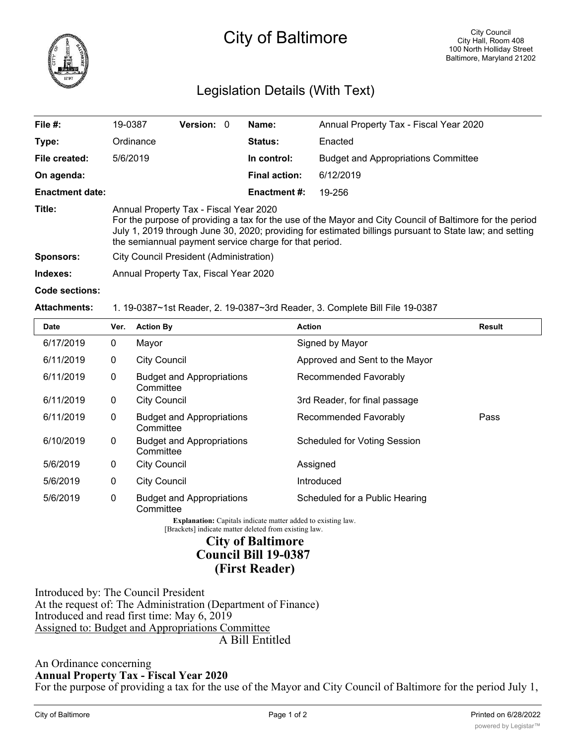# City of Baltimore

City Council
City Hall, Room 408
100 North Holliday Street
Baltimore, Maryland 21202

## Legislation Details (With Text)

| | | | | | |
|---|---|---|---|---|---|
| **File #:** | 19-0387 | **Version:** | 0 | **Name:** | Annual Property Tax - Fiscal Year 2020 |
| **Type:** | Ordinance | | | **Status:** | Enacted |
| **File created:** | 5/6/2019 | | | **In control:** | Budget and Appropriations Committee |
| **On agenda:** | | | | **Final action:** | 6/12/2019 |
| **Enactment date:** | | | | **Enactment #:** | 19-256 |

**Title:** Annual Property Tax - Fiscal Year 2020
For the purpose of providing a tax for the use of the Mayor and City Council of Baltimore for the period July 1, 2019 through June 30, 2020; providing for estimated billings pursuant to State law; and setting the semiannual payment service charge for that period.

**Sponsors:** City Council President (Administration)

**Indexes:** Annual Property Tax, Fiscal Year 2020

**Code sections:**

**Attachments:** 1. 19-0387~1st Reader, 2. 19-0387~3rd Reader, 3. Complete Bill File 19-0387

| Date | Ver. | Action By | Action | Result |
|---|---|---|---|---|
| 6/17/2019 | 0 | Mayor | Signed by Mayor | |
| 6/11/2019 | 0 | City Council | Approved and Sent to the Mayor | |
| 6/11/2019 | 0 | Budget and Appropriations Committee | Recommended Favorably | |
| 6/11/2019 | 0 | City Council | 3rd Reader, for final passage | |
| 6/11/2019 | 0 | Budget and Appropriations Committee | Recommended Favorably | Pass |
| 6/10/2019 | 0 | Budget and Appropriations Committee | Scheduled for Voting Session | |
| 5/6/2019 | 0 | City Council | Assigned | |
| 5/6/2019 | 0 | City Council | Introduced | |
| 5/6/2019 | 0 | Budget and Appropriations Committee | Scheduled for a Public Hearing | |

**Explanation:** Capitals indicate matter added to existing law.
[Brackets] indicate matter deleted from existing law.

## City of Baltimore
## Council Bill 19-0387
## (First Reader)

Introduced by: The Council President
At the request of: The Administration (Department of Finance)
Introduced and read first time: May 6, 2019
Assigned to: Budget and Appropriations Committee

A Bill Entitled

An Ordinance concerning
**Annual Property Tax - Fiscal Year 2020**
For the purpose of providing a tax for the use of the Mayor and City Council of Baltimore for the period July 1,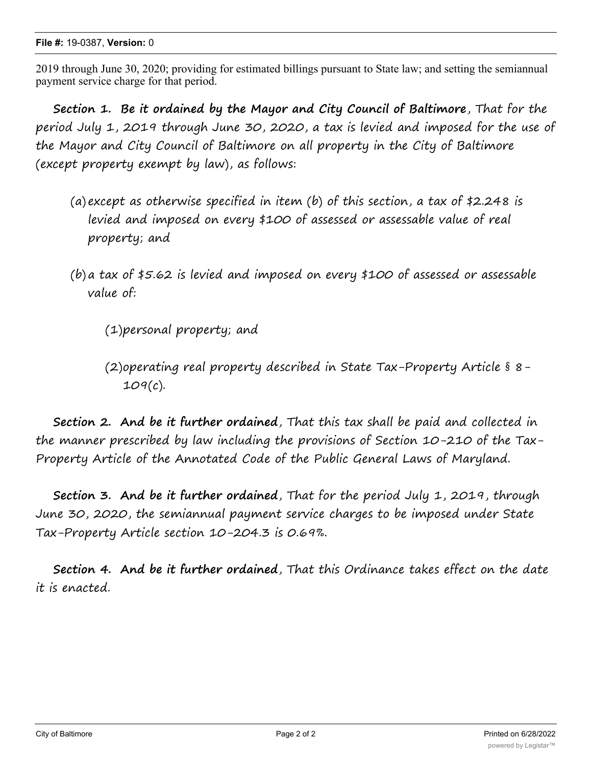2019 through June 30, 2020; providing for estimated billings pursuant to State law; and setting the semiannual payment service charge for that period.

**Section 1. Be it ordained by the Mayor and City Council of Baltimore**, That for the period July 1, 2019 through June 30, 2020, a tax is levied and imposed for the use of the Mayor and City Council of Baltimore on all property in the City of Baltimore (except property exempt by law), as follows:

(a) except as otherwise specified in item (b) of this section, a tax of $2.248 is levied and imposed on every $100 of assessed or assessable value of real property; and

(b) a tax of $5.62 is levied and imposed on every $100 of assessed or assessable value of:

(1) personal property; and

(2) operating real property described in State Tax-Property Article § 8-109(c).

**Section 2. And be it further ordained**, That this tax shall be paid and collected in the manner prescribed by law including the provisions of Section 10-210 of the Tax-Property Article of the Annotated Code of the Public General Laws of Maryland.

**Section 3. And be it further ordained**, That for the period July 1, 2019, through June 30, 2020, the semiannual payment service charges to be imposed under State Tax-Property Article section 10-204.3 is 0.69%.

**Section 4. And be it further ordained**, That this Ordinance takes effect on the date it is enacted.